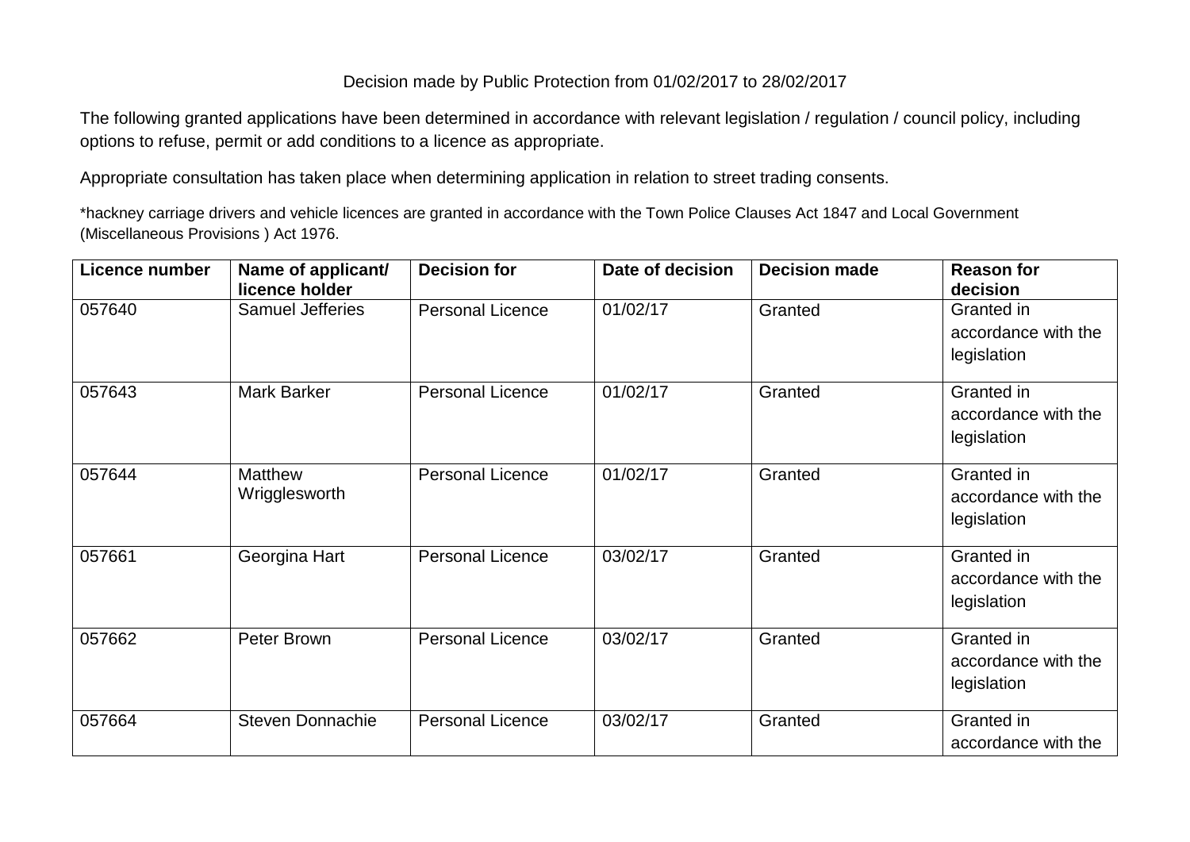Decision made by Public Protection from 01/02/2017 to 28/02/2017

The following granted applications have been determined in accordance with relevant legislation / regulation / council policy, including options to refuse, permit or add conditions to a licence as appropriate.

Appropriate consultation has taken place when determining application in relation to street trading consents.

*hackney carriage drivers and vehicle licences are granted in accordance with the Town Police Clauses Act 1847 and Local Government (Miscellaneous Provisions ) Act 1976.

| Licence number | Name of applicant/ licence holder | Decision for | Date of decision | Decision made | Reason for decision |
|---|---|---|---|---|---|
| 057640 | Samuel Jefferies | Personal Licence | 01/02/17 | Granted | Granted in accordance with the legislation |
| 057643 | Mark Barker | Personal Licence | 01/02/17 | Granted | Granted in accordance with the legislation |
| 057644 | Matthew Wrigglesworth | Personal Licence | 01/02/17 | Granted | Granted in accordance with the legislation |
| 057661 | Georgina Hart | Personal Licence | 03/02/17 | Granted | Granted in accordance with the legislation |
| 057662 | Peter Brown | Personal Licence | 03/02/17 | Granted | Granted in accordance with the legislation |
| 057664 | Steven Donnachie | Personal Licence | 03/02/17 | Granted | Granted in accordance with the |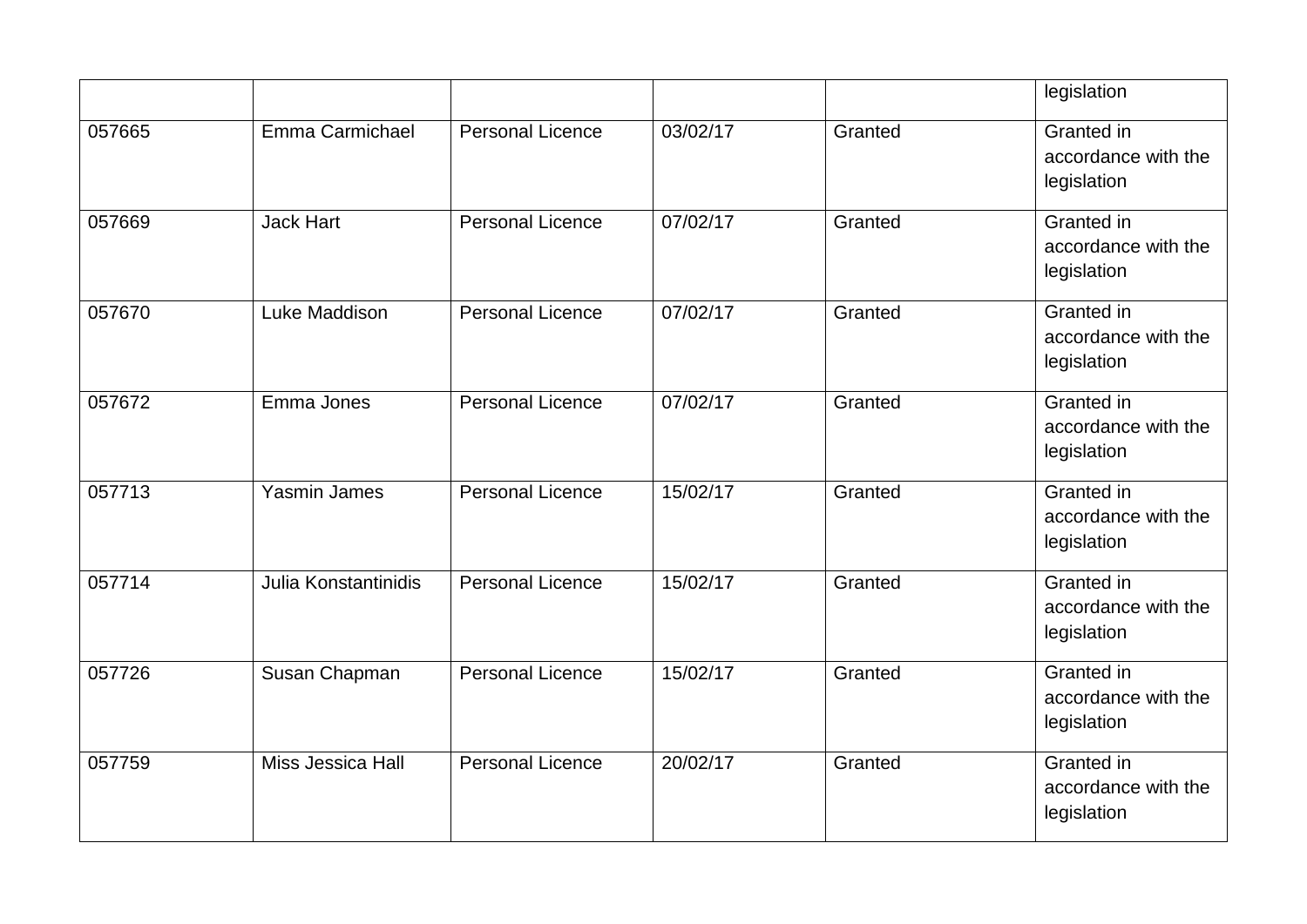| | | | | | |
|---|---|---|---|---|---|
| | | | | | legislation |
| 057665 | Emma Carmichael | Personal Licence | 03/02/17 | Granted | Granted in accordance with the legislation |
| 057669 | Jack Hart | Personal Licence | 07/02/17 | Granted | Granted in accordance with the legislation |
| 057670 | Luke Maddison | Personal Licence | 07/02/17 | Granted | Granted in accordance with the legislation |
| 057672 | Emma Jones | Personal Licence | 07/02/17 | Granted | Granted in accordance with the legislation |
| 057713 | Yasmin James | Personal Licence | 15/02/17 | Granted | Granted in accordance with the legislation |
| 057714 | Julia Konstantinidis | Personal Licence | 15/02/17 | Granted | Granted in accordance with the legislation |
| 057726 | Susan Chapman | Personal Licence | 15/02/17 | Granted | Granted in accordance with the legislation |
| 057759 | Miss Jessica Hall | Personal Licence | 20/02/17 | Granted | Granted in accordance with the legislation |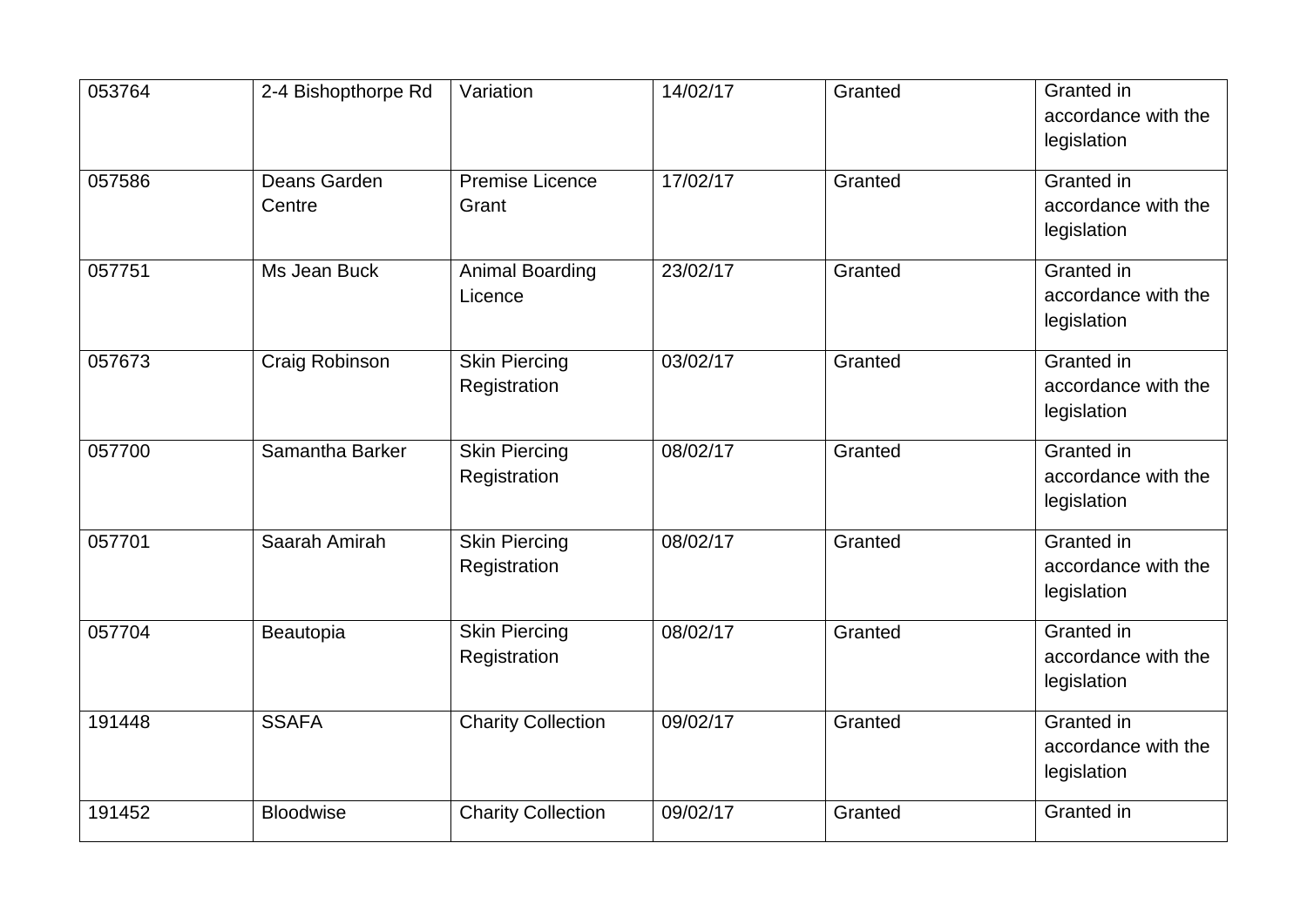| 053764 | 2-4 Bishopthorpe Rd | Variation | 14/02/17 | Granted | Granted in accordance with the legislation |
|---|---|---|---|---|---|
| 057586 | Deans Garden Centre | Premise Licence Grant | 17/02/17 | Granted | Granted in accordance with the legislation |
| 057751 | Ms Jean Buck | Animal Boarding Licence | 23/02/17 | Granted | Granted in accordance with the legislation |
| 057673 | Craig Robinson | Skin Piercing Registration | 03/02/17 | Granted | Granted in accordance with the legislation |
| 057700 | Samantha Barker | Skin Piercing Registration | 08/02/17 | Granted | Granted in accordance with the legislation |
| 057701 | Saarah Amirah | Skin Piercing Registration | 08/02/17 | Granted | Granted in accordance with the legislation |
| 057704 | Beautopia | Skin Piercing Registration | 08/02/17 | Granted | Granted in accordance with the legislation |
| 191448 | SSAFA | Charity Collection | 09/02/17 | Granted | Granted in accordance with the legislation |
| 191452 | Bloodwise | Charity Collection | 09/02/17 | Granted | Granted in |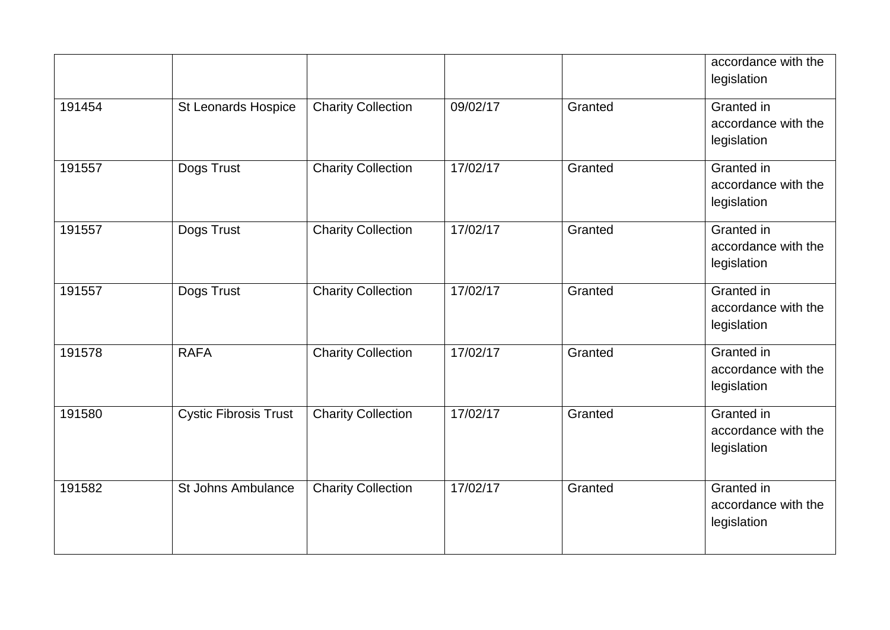|  |  |  |  |  | accordance with the legislation |
|---|---|---|---|---|---|
| 191454 | St Leonards Hospice | Charity Collection | 09/02/17 | Granted | Granted in accordance with the legislation |
| 191557 | Dogs Trust | Charity Collection | 17/02/17 | Granted | Granted in accordance with the legislation |
| 191557 | Dogs Trust | Charity Collection | 17/02/17 | Granted | Granted in accordance with the legislation |
| 191557 | Dogs Trust | Charity Collection | 17/02/17 | Granted | Granted in accordance with the legislation |
| 191578 | RAFA | Charity Collection | 17/02/17 | Granted | Granted in accordance with the legislation |
| 191580 | Cystic Fibrosis Trust | Charity Collection | 17/02/17 | Granted | Granted in accordance with the legislation |
| 191582 | St Johns Ambulance | Charity Collection | 17/02/17 | Granted | Granted in accordance with the legislation |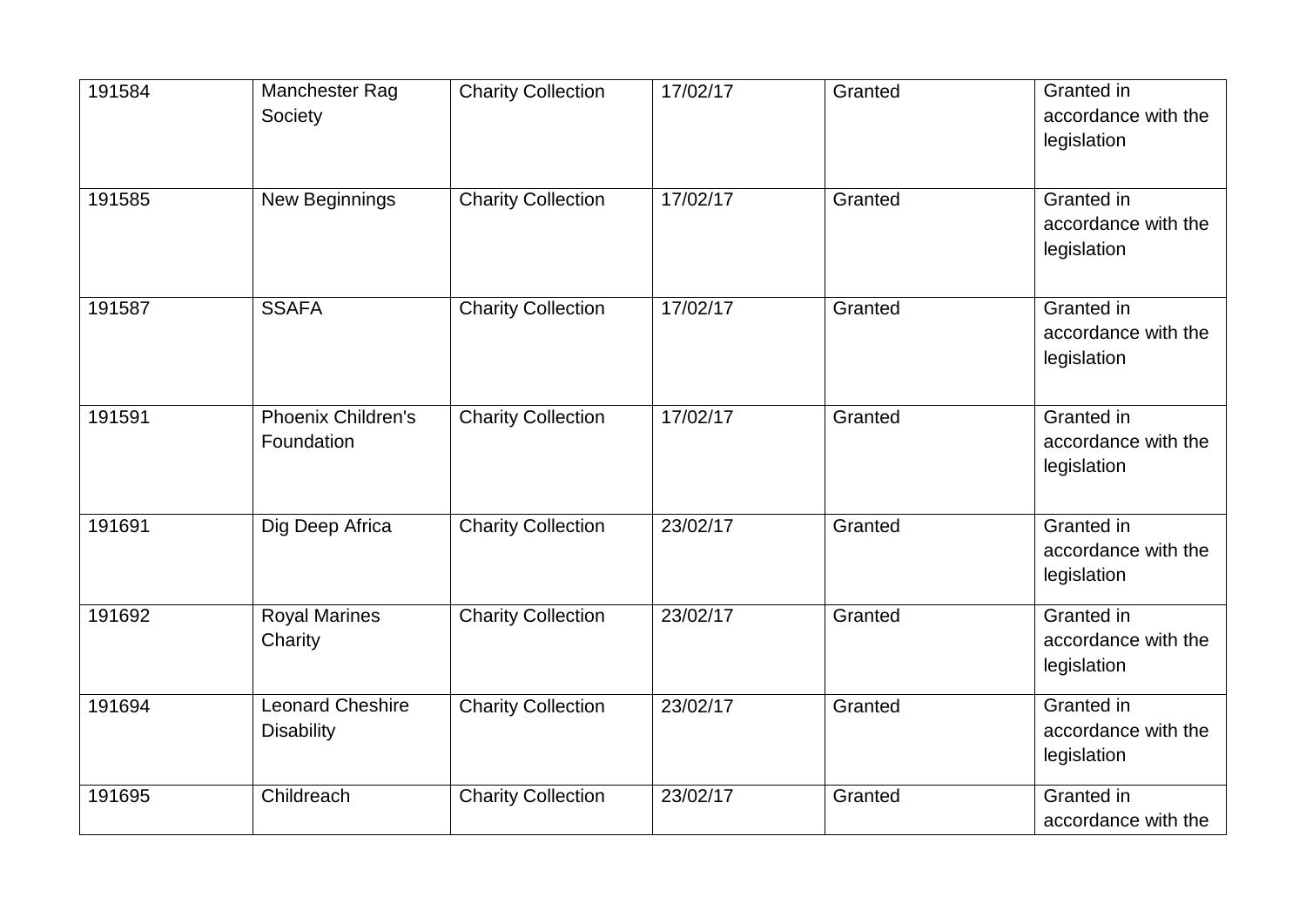| 191584 | Manchester Rag Society | Charity Collection | 17/02/17 | Granted | Granted in accordance with the legislation |
|---|---|---|---|---|---|
| 191585 | New Beginnings | Charity Collection | 17/02/17 | Granted | Granted in accordance with the legislation |
| 191587 | SSAFA | Charity Collection | 17/02/17 | Granted | Granted in accordance with the legislation |
| 191591 | Phoenix Children's Foundation | Charity Collection | 17/02/17 | Granted | Granted in accordance with the legislation |
| 191691 | Dig Deep Africa | Charity Collection | 23/02/17 | Granted | Granted in accordance with the legislation |
| 191692 | Royal Marines Charity | Charity Collection | 23/02/17 | Granted | Granted in accordance with the legislation |
| 191694 | Leonard Cheshire Disability | Charity Collection | 23/02/17 | Granted | Granted in accordance with the legislation |
| 191695 | Childreach | Charity Collection | 23/02/17 | Granted | Granted in accordance with the |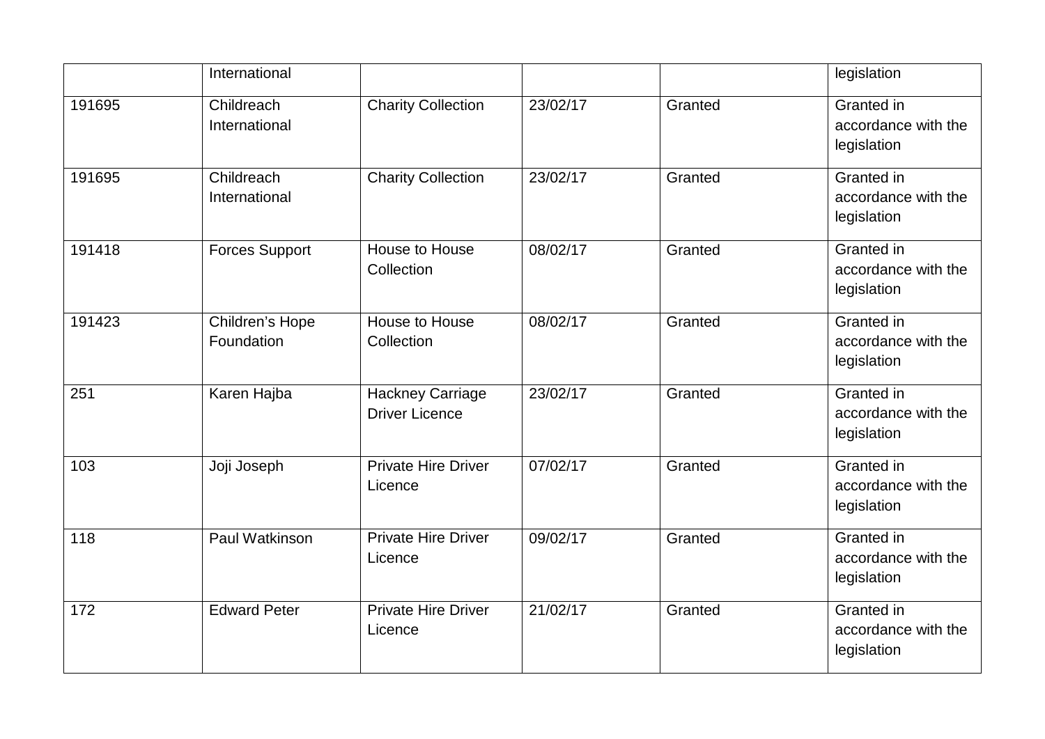| | International | | | | legislation |
|---|---|---|---|---|---|
| 191695 | Childreach International | Charity Collection | 23/02/17 | Granted | Granted in accordance with the legislation |
| 191695 | Childreach International | Charity Collection | 23/02/17 | Granted | Granted in accordance with the legislation |
| 191418 | Forces Support | House to House Collection | 08/02/17 | Granted | Granted in accordance with the legislation |
| 191423 | Children's Hope Foundation | House to House Collection | 08/02/17 | Granted | Granted in accordance with the legislation |
| 251 | Karen Hajba | Hackney Carriage Driver Licence | 23/02/17 | Granted | Granted in accordance with the legislation |
| 103 | Joji Joseph | Private Hire Driver Licence | 07/02/17 | Granted | Granted in accordance with the legislation |
| 118 | Paul Watkinson | Private Hire Driver Licence | 09/02/17 | Granted | Granted in accordance with the legislation |
| 172 | Edward Peter | Private Hire Driver Licence | 21/02/17 | Granted | Granted in accordance with the legislation |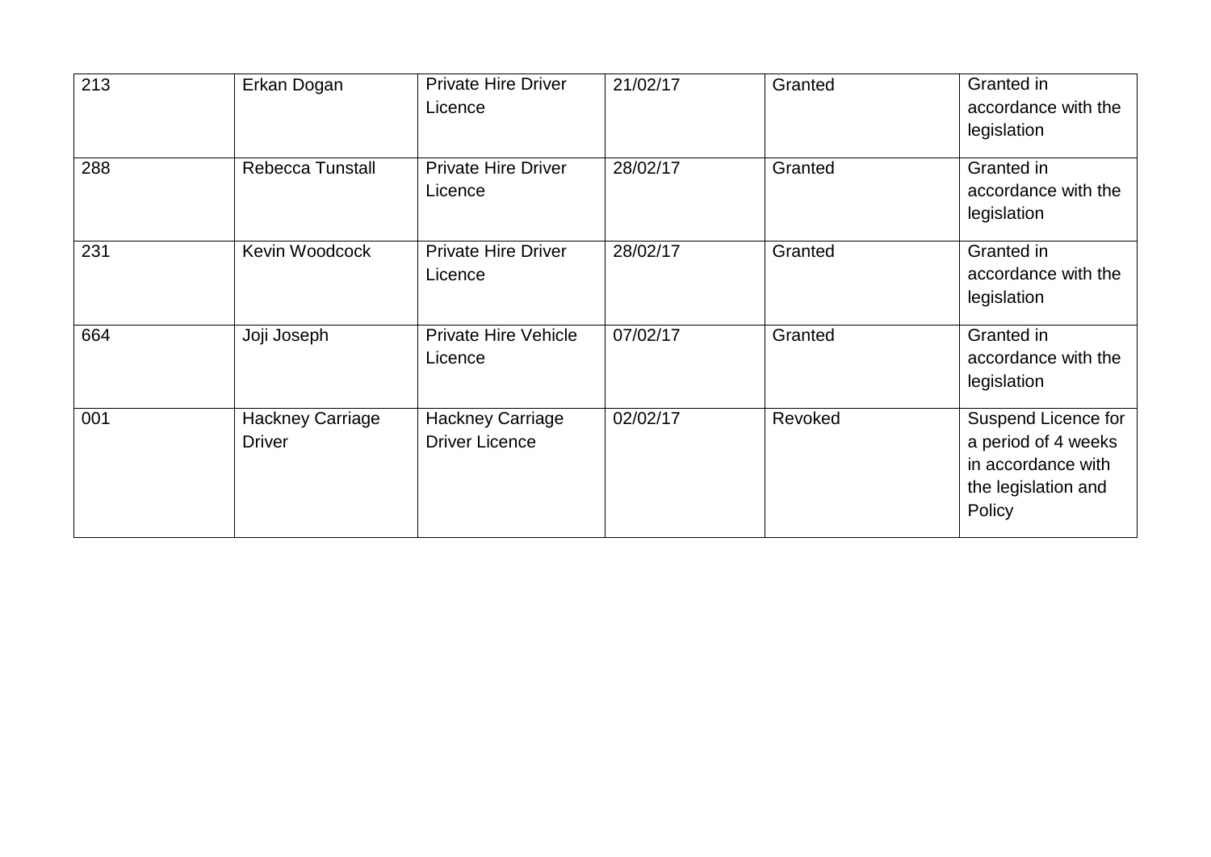| | | | | | |
|---|---|---|---|---|---|
| 213 | Erkan Dogan | Private Hire Driver Licence | 21/02/17 | Granted | Granted in accordance with the legislation |
| 288 | Rebecca Tunstall | Private Hire Driver Licence | 28/02/17 | Granted | Granted in accordance with the legislation |
| 231 | Kevin Woodcock | Private Hire Driver Licence | 28/02/17 | Granted | Granted in accordance with the legislation |
| 664 | Joji Joseph | Private Hire Vehicle Licence | 07/02/17 | Granted | Granted in accordance with the legislation |
| 001 | Hackney Carriage Driver | Hackney Carriage Driver Licence | 02/02/17 | Revoked | Suspend Licence for a period of 4 weeks in accordance with the legislation and Policy |